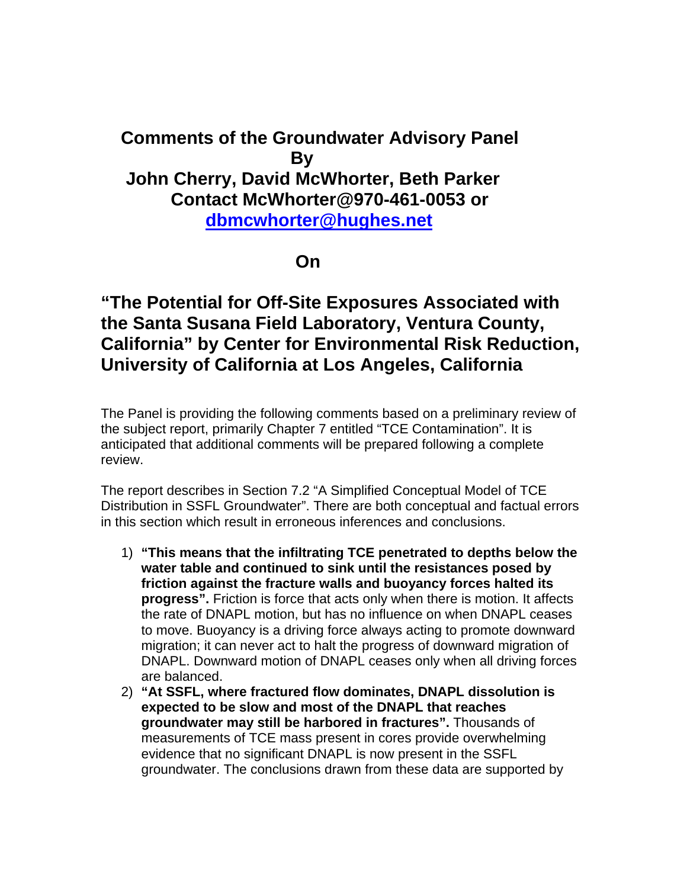# Comments of the Groundwater Advisory Panel
# By
# John Cherry, David McWhorter, Beth Parker
# Contact McWhorter@970-461-0053 or dbmcwhorter@hughes.net

## On

## "The Potential for Off-Site Exposures Associated with the Santa Susana Field Laboratory, Ventura County, California" by Center for Environmental Risk Reduction, University of California at Los Angeles, California

The Panel is providing the following comments based on a preliminary review of the subject report, primarily Chapter 7 entitled "TCE Contamination". It is anticipated that additional comments will be prepared following a complete review.

The report describes in Section 7.2 "A Simplified Conceptual Model of TCE Distribution in SSFL Groundwater". There are both conceptual and factual errors in this section which result in erroneous inferences and conclusions.

1) **"This means that the infiltrating TCE penetrated to depths below the water table and continued to sink until the resistances posed by friction against the fracture walls and buoyancy forces halted its progress".** Friction is force that acts only when there is motion. It affects the rate of DNAPL motion, but has no influence on when DNAPL ceases to move. Buoyancy is a driving force always acting to promote downward migration; it can never act to halt the progress of downward migration of DNAPL. Downward motion of DNAPL ceases only when all driving forces are balanced.
2) **"At SSFL, where fractured flow dominates, DNAPL dissolution is expected to be slow and most of the DNAPL that reaches groundwater may still be harbored in fractures".** Thousands of measurements of TCE mass present in cores provide overwhelming evidence that no significant DNAPL is now present in the SSFL groundwater. The conclusions drawn from these data are supported by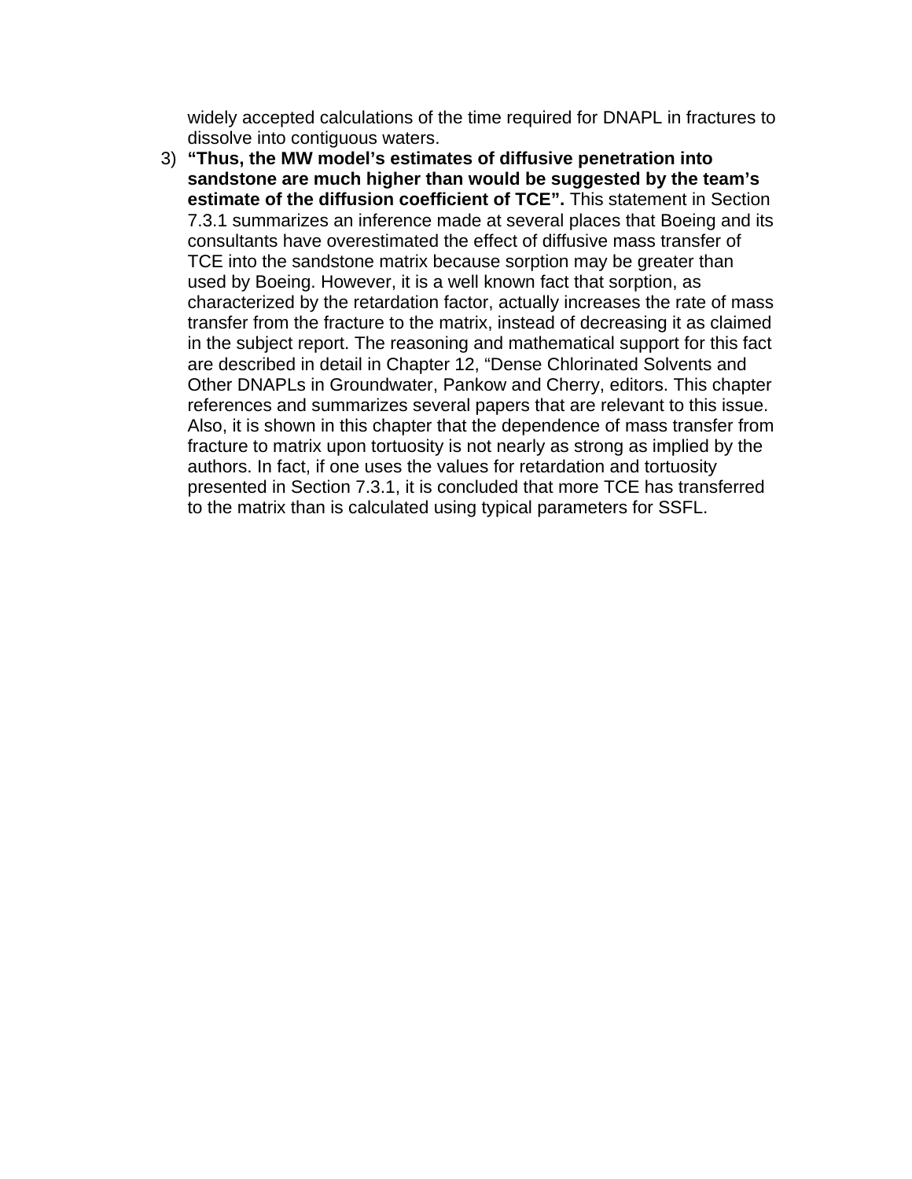widely accepted calculations of the time required for DNAPL in fractures to dissolve into contiguous waters.

3) **“Thus, the MW model’s estimates of diffusive penetration into sandstone are much higher than would be suggested by the team’s estimate of the diffusion coefficient of TCE”.** This statement in Section 7.3.1 summarizes an inference made at several places that Boeing and its consultants have overestimated the effect of diffusive mass transfer of TCE into the sandstone matrix because sorption may be greater than used by Boeing. However, it is a well known fact that sorption, as characterized by the retardation factor, actually increases the rate of mass transfer from the fracture to the matrix, instead of decreasing it as claimed in the subject report. The reasoning and mathematical support for this fact are described in detail in Chapter 12, “Dense Chlorinated Solvents and Other DNAPLs in Groundwater, Pankow and Cherry, editors. This chapter references and summarizes several papers that are relevant to this issue. Also, it is shown in this chapter that the dependence of mass transfer from fracture to matrix upon tortuosity is not nearly as strong as implied by the authors. In fact, if one uses the values for retardation and tortuosity presented in Section 7.3.1, it is concluded that more TCE has transferred to the matrix than is calculated using typical parameters for SSFL.